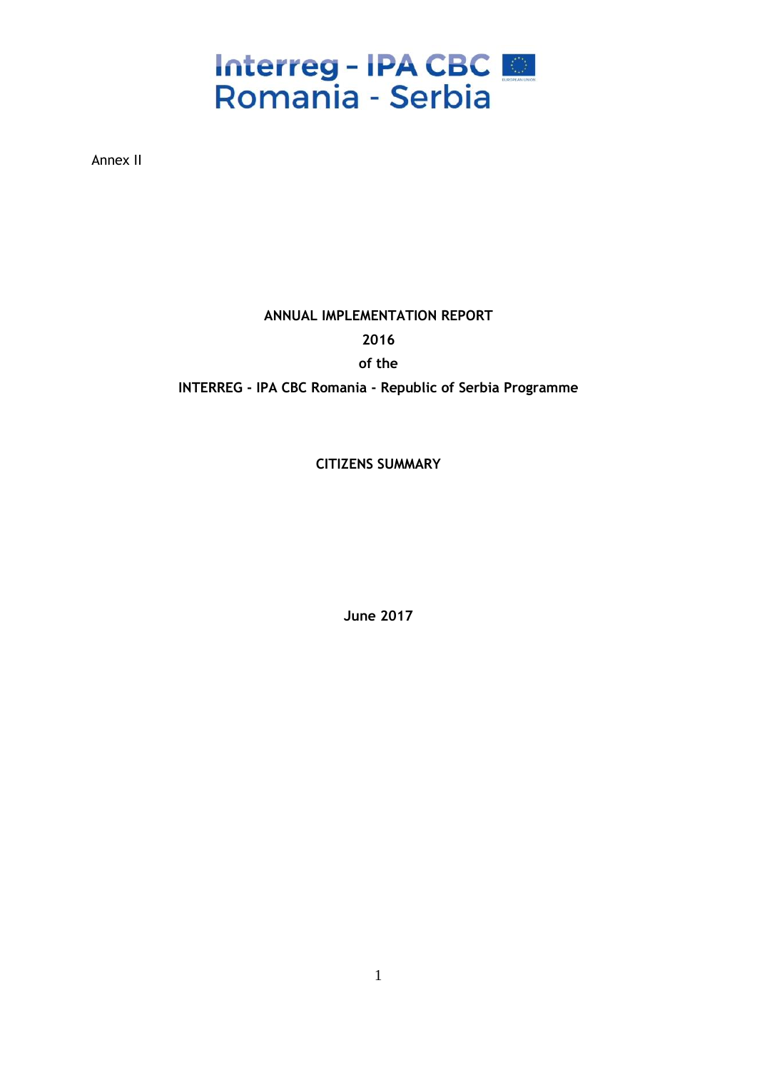Interreg - IPA CBC
Romania - Serbia

Annex II

# ANNUAL IMPLEMENTATION REPORT
# 2016
# of the
# INTERREG - IPA CBC Romania - Republic of Serbia Programme

## CITIZENS SUMMARY

**June 2017**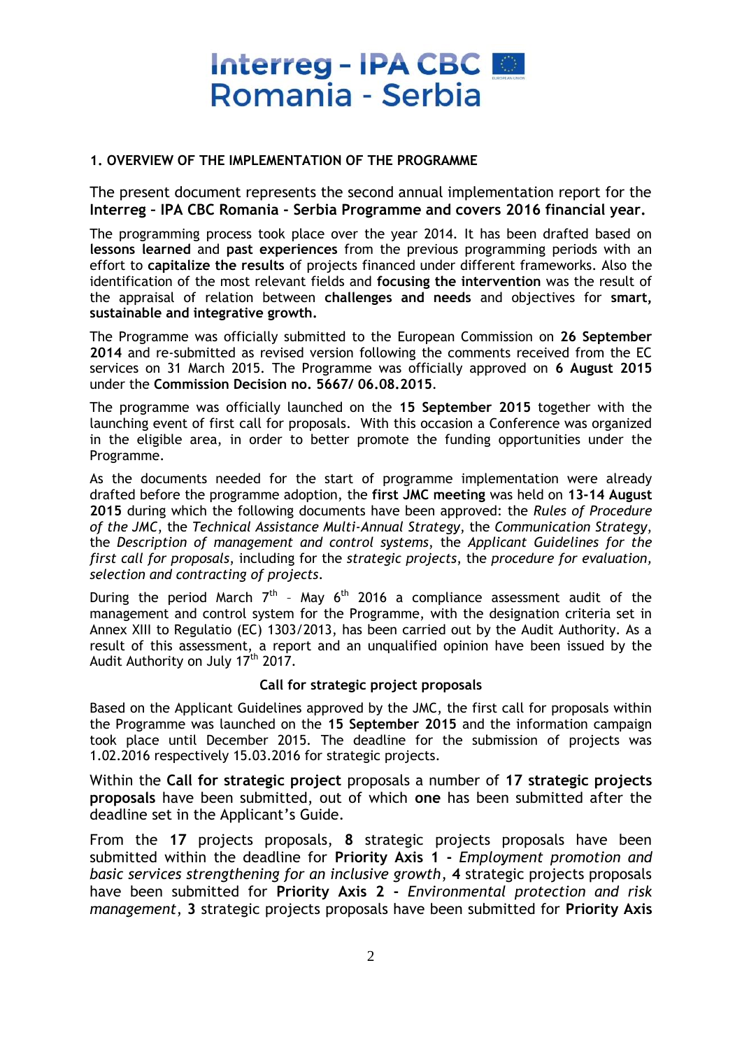## 1. OVERVIEW OF THE IMPLEMENTATION OF THE PROGRAMME

The present document represents the second annual implementation report for the **Interreg – IPA CBC Romania - Serbia Programme and covers 2016 financial year.**

The programming process took place over the year 2014. It has been drafted based on **lessons learned** and **past experiences** from the previous programming periods with an effort to **capitalize the results** of projects financed under different frameworks. Also the identification of the most relevant fields and **focusing the intervention** was the result of the appraisal of relation between **challenges and needs** and objectives for **smart, sustainable and integrative growth.**

The Programme was officially submitted to the European Commission on **26 September 2014** and re-submitted as revised version following the comments received from the EC services on 31 March 2015. The Programme was officially approved on **6 August 2015** under the **Commission Decision no. 5667/ 06.08.2015**.

The programme was officially launched on the **15 September 2015** together with the launching event of first call for proposals. With this occasion a Conference was organized in the eligible area, in order to better promote the funding opportunities under the Programme.

As the documents needed for the start of programme implementation were already drafted before the programme adoption, the **first JMC meeting** was held on **13-14 August 2015** during which the following documents have been approved: the *Rules of Procedure of the JMC*, the *Technical Assistance Multi-Annual Strategy*, the *Communication Strategy*, the *Description of management and control systems*, the *Applicant Guidelines for the first call for proposals*, including for the *strategic projects*, the *procedure for evaluation, selection and contracting of projects*.

During the period March 7th – May 6th 2016 a compliance assessment audit of the management and control system for the Programme, with the designation criteria set in Annex XIII to Regulatio (EC) 1303/2013, has been carried out by the Audit Authority. As a result of this assessment, a report and an unqualified opinion have been issued by the Audit Authority on July 17th 2017.

### Call for strategic project proposals

Based on the Applicant Guidelines approved by the JMC, the first call for proposals within the Programme was launched on the **15 September 2015** and the information campaign took place until December 2015. The deadline for the submission of projects was 1.02.2016 respectively 15.03.2016 for strategic projects.

Within the **Call for strategic project** proposals a number of **17 strategic projects proposals** have been submitted, out of which **one** has been submitted after the deadline set in the Applicant's Guide.

From the **17** projects proposals, **8** strategic projects proposals have been submitted within the deadline for **Priority Axis 1 -** *Employment promotion and basic services strengthening for an inclusive growth*, **4** strategic projects proposals have been submitted for **Priority Axis 2 -** *Environmental protection and risk management*, **3** strategic projects proposals have been submitted for **Priority Axis**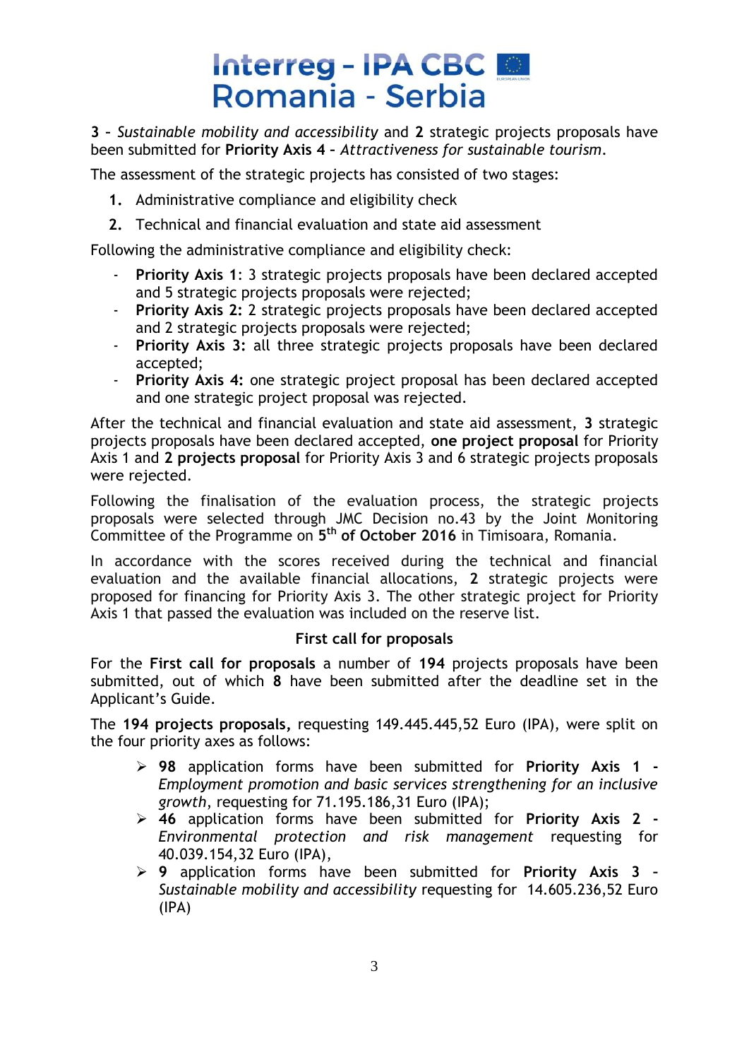**3** - *Sustainable mobility and accessibility* and **2** strategic projects proposals have been submitted for **Priority Axis 4** - *Attractiveness for sustainable tourism*.

The assessment of the strategic projects has consisted of two stages:

1. Administrative compliance and eligibility check
2. Technical and financial evaluation and state aid assessment

Following the administrative compliance and eligibility check:

- **Priority Axis 1**: 3 strategic projects proposals have been declared accepted and 5 strategic projects proposals were rejected;
- **Priority Axis 2:** 2 strategic projects proposals have been declared accepted and 2 strategic projects proposals were rejected;
- **Priority Axis 3:** all three strategic projects proposals have been declared accepted;
- **Priority Axis 4:** one strategic project proposal has been declared accepted and one strategic project proposal was rejected.

After the technical and financial evaluation and state aid assessment, **3** strategic projects proposals have been declared accepted, **one project proposal** for Priority Axis 1 and **2 projects proposal** for Priority Axis 3 and 6 strategic projects proposals were rejected.

Following the finalisation of the evaluation process, the strategic projects proposals were selected through JMC Decision no.43 by the Joint Monitoring Committee of the Programme on **5th of October 2016** in Timisoara, Romania.

In accordance with the scores received during the technical and financial evaluation and the available financial allocations, **2** strategic projects were proposed for financing for Priority Axis 3. The other strategic project for Priority Axis 1 that passed the evaluation was included on the reserve list.

**First call for proposals**

For the **First call for proposals** a number of **194** projects proposals have been submitted, out of which **8** have been submitted after the deadline set in the Applicant's Guide.

The **194 projects proposals,** requesting 149.445.445,52 Euro (IPA), were split on the four priority axes as follows:

- **98** application forms have been submitted for **Priority Axis 1** - *Employment promotion and basic services strengthening for an inclusive growth*, requesting for 71.195.186,31 Euro (IPA);
- **46** application forms have been submitted for **Priority Axis 2** - *Environmental protection and risk management* requesting for 40.039.154,32 Euro (IPA),
- **9** application forms have been submitted for **Priority Axis 3** - *Sustainable mobility and accessibility* requesting for 14.605.236,52 Euro (IPA)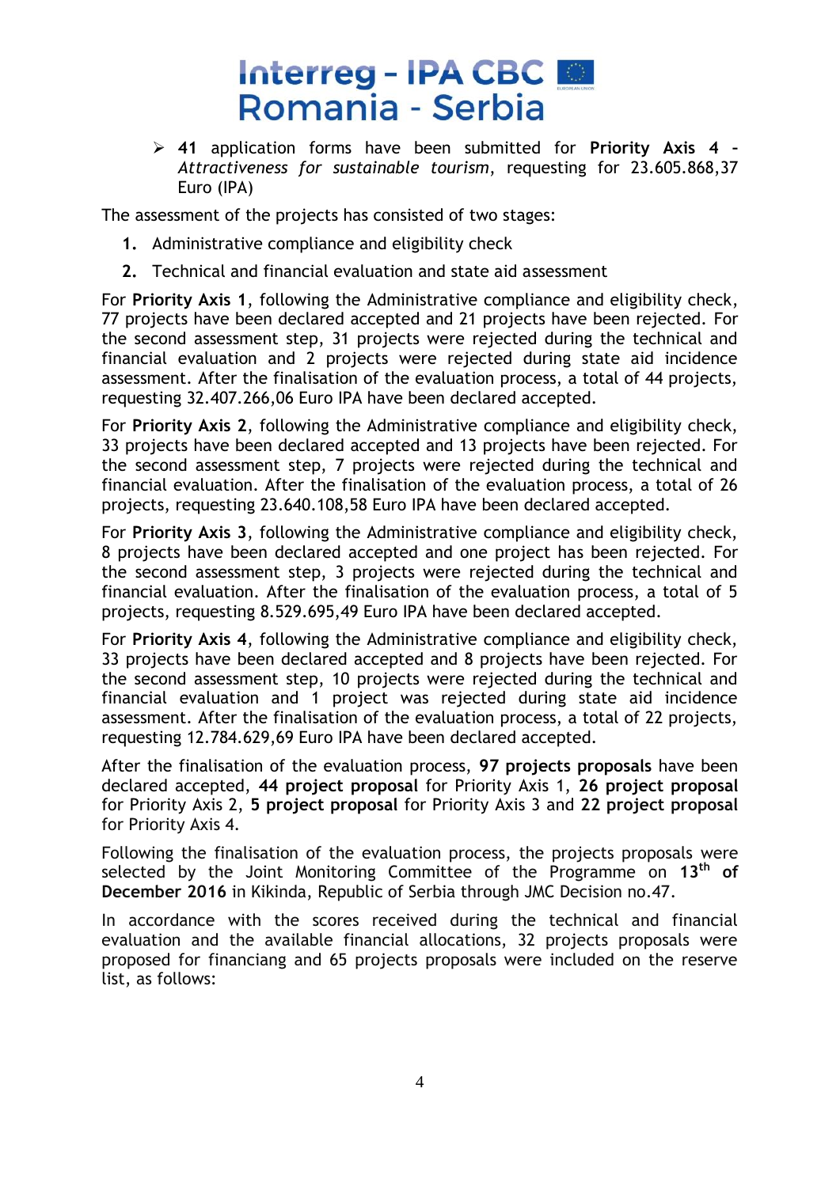- **41** application forms have been submitted for **Priority Axis 4** - *Attractiveness for sustainable tourism*, requesting for 23.605.868,37 Euro (IPA)

The assessment of the projects has consisted of two stages:

1. Administrative compliance and eligibility check
2. Technical and financial evaluation and state aid assessment

For **Priority Axis 1**, following the Administrative compliance and eligibility check, 77 projects have been declared accepted and 21 projects have been rejected. For the second assessment step, 31 projects were rejected during the technical and financial evaluation and 2 projects were rejected during state aid incidence assessment. After the finalisation of the evaluation process, a total of 44 projects, requesting 32.407.266,06 Euro IPA have been declared accepted.

For **Priority Axis 2**, following the Administrative compliance and eligibility check, 33 projects have been declared accepted and 13 projects have been rejected. For the second assessment step, 7 projects were rejected during the technical and financial evaluation. After the finalisation of the evaluation process, a total of 26 projects, requesting 23.640.108,58 Euro IPA have been declared accepted.

For **Priority Axis 3**, following the Administrative compliance and eligibility check, 8 projects have been declared accepted and one project has been rejected. For the second assessment step, 3 projects were rejected during the technical and financial evaluation. After the finalisation of the evaluation process, a total of 5 projects, requesting 8.529.695,49 Euro IPA have been declared accepted.

For **Priority Axis 4**, following the Administrative compliance and eligibility check, 33 projects have been declared accepted and 8 projects have been rejected. For the second assessment step, 10 projects were rejected during the technical and financial evaluation and 1 project was rejected during state aid incidence assessment. After the finalisation of the evaluation process, a total of 22 projects, requesting 12.784.629,69 Euro IPA have been declared accepted.

After the finalisation of the evaluation process, **97 projects proposals** have been declared accepted, **44 project proposal** for Priority Axis 1, **26 project proposal** for Priority Axis 2, **5 project proposal** for Priority Axis 3 and **22 project proposal** for Priority Axis 4.

Following the finalisation of the evaluation process, the projects proposals were selected by the Joint Monitoring Committee of the Programme on **13th of December 2016** in Kikinda, Republic of Serbia through JMC Decision no.47.

In accordance with the scores received during the technical and financial evaluation and the available financial allocations, 32 projects proposals were proposed for financiang and 65 projects proposals were included on the reserve list, as follows: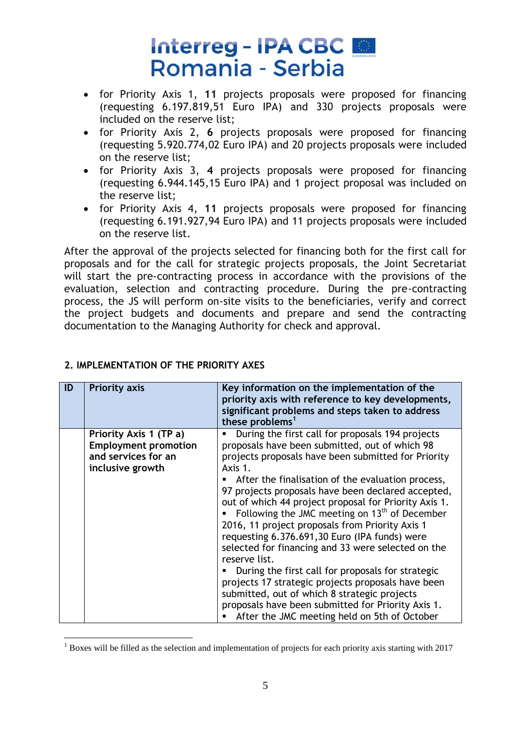- for Priority Axis 1, **11** projects proposals were proposed for financing (requesting 6.197.819,51 Euro IPA) and 330 projects proposals were included on the reserve list;
- for Priority Axis 2, **6** projects proposals were proposed for financing (requesting 5.920.774,02 Euro IPA) and 20 projects proposals were included on the reserve list;
- for Priority Axis 3, **4** projects proposals were proposed for financing (requesting 6.944.145,15 Euro IPA) and 1 project proposal was included on the reserve list;
- for Priority Axis 4, **11** projects proposals were proposed for financing (requesting 6.191.927,94 Euro IPA) and 11 projects proposals were included on the reserve list.

After the approval of the projects selected for financing both for the first call for proposals and for the call for strategic projects proposals, the Joint Secretariat will start the pre-contracting process in accordance with the provisions of the evaluation, selection and contracting procedure. During the pre-contracting process, the JS will perform on-site visits to the beneficiaries, verify and correct the project budgets and documents and prepare and send the contracting documentation to the Managing Authority for check and approval.

## 2. IMPLEMENTATION OF THE PRIORITY AXES

| ID | Priority axis | Key information on the implementation of the priority axis with reference to key developments, significant problems and steps taken to address these problems[1] |
|---|---|---|
| | **Priority Axis 1 (TP a) Employment promotion and services for an inclusive growth** | ▪ During the first call for proposals 194 projects proposals have been submitted, out of which 98 projects proposals have been submitted for Priority Axis 1.<br>▪ After the finalisation of the evaluation process, 97 projects proposals have been declared accepted, out of which 44 project proposal for Priority Axis 1.<br>▪ Following the JMC meeting on 13th of December 2016, 11 project proposals from Priority Axis 1 requesting 6.376.691,30 Euro (IPA funds) were selected for financing and 33 were selected on the reserve list.<br>▪ During the first call for proposals for strategic projects 17 strategic projects proposals have been submitted, out of which 8 strategic projects proposals have been submitted for Priority Axis 1.<br>▪ After the JMC meeting held on 5th of October |

[1] Boxes will be filled as the selection and implementation of projects for each priority axis starting with 2017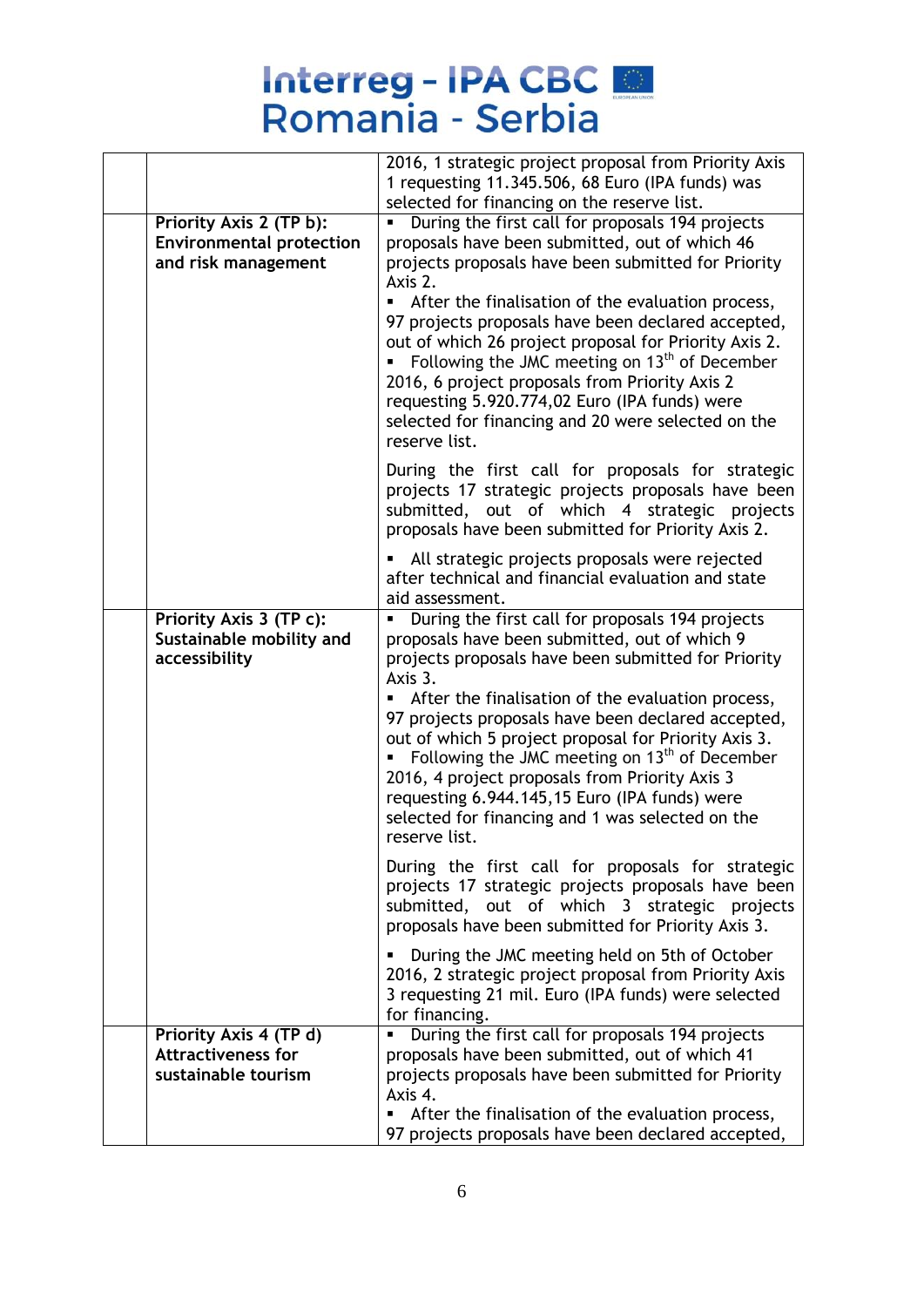| | | |
|---|---|---|
| | | 2016, 1 strategic project proposal from Priority Axis 1 requesting 11.345.506, 68 Euro (IPA funds) was selected for financing on the reserve list. |
| | **Priority Axis 2 (TP b): Environmental protection and risk management** | ▪ During the first call for proposals 194 projects proposals have been submitted, out of which 46 projects proposals have been submitted for Priority Axis 2.<br>▪ After the finalisation of the evaluation process, 97 projects proposals have been declared accepted, out of which 26 project proposal for Priority Axis 2.<br>▪ Following the JMC meeting on 13th of December 2016, 6 project proposals from Priority Axis 2 requesting 5.920.774,02 Euro (IPA funds) were selected for financing and 20 were selected on the reserve list.<br><br>During the first call for proposals for strategic projects 17 strategic projects proposals have been submitted, out of which 4 strategic projects proposals have been submitted for Priority Axis 2.<br><br>▪ All strategic projects proposals were rejected after technical and financial evaluation and state aid assessment. |
| | **Priority Axis 3 (TP c): Sustainable mobility and accessibility** | ▪ During the first call for proposals 194 projects proposals have been submitted, out of which 9 projects proposals have been submitted for Priority Axis 3.<br>▪ After the finalisation of the evaluation process, 97 projects proposals have been declared accepted, out of which 5 project proposal for Priority Axis 3.<br>▪ Following the JMC meeting on 13th of December 2016, 4 project proposals from Priority Axis 3 requesting 6.944.145,15 Euro (IPA funds) were selected for financing and 1 was selected on the reserve list.<br><br>During the first call for proposals for strategic projects 17 strategic projects proposals have been submitted, out of which 3 strategic projects proposals have been submitted for Priority Axis 3.<br><br>▪ During the JMC meeting held on 5th of October 2016, 2 strategic project proposal from Priority Axis 3 requesting 21 mil. Euro (IPA funds) were selected for financing. |
| | **Priority Axis 4 (TP d) Attractiveness for sustainable tourism** | ▪ During the first call for proposals 194 projects proposals have been submitted, out of which 41 projects proposals have been submitted for Priority Axis 4.<br>▪ After the finalisation of the evaluation process, 97 projects proposals have been declared accepted, |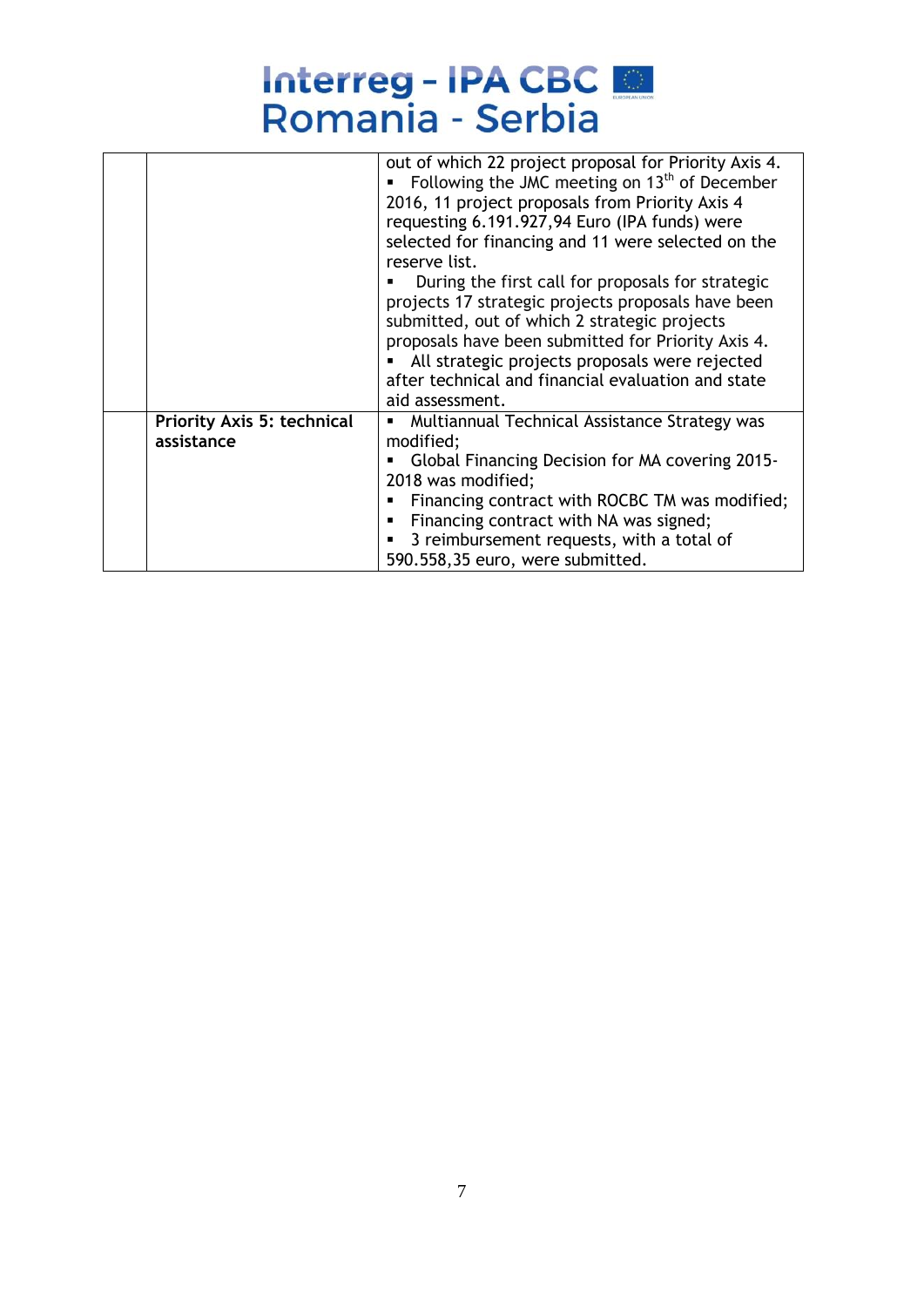|  |  |  |
|---|---|---|
|  |  | out of which 22 project proposal for Priority Axis 4.<br>▪ Following the JMC meeting on 13th of December 2016, 11 project proposals from Priority Axis 4 requesting 6.191.927,94 Euro (IPA funds) were selected for financing and 11 were selected on the reserve list.<br>▪ During the first call for proposals for strategic projects 17 strategic projects proposals have been submitted, out of which 2 strategic projects proposals have been submitted for Priority Axis 4.<br>▪ All strategic projects proposals were rejected after technical and financial evaluation and state aid assessment. |
|  | **Priority Axis 5: technical assistance** | ▪ Multiannual Technical Assistance Strategy was modified;<br>▪ Global Financing Decision for MA covering 2015-2018 was modified;<br>▪ Financing contract with ROCBC TM was modified;<br>▪ Financing contract with NA was signed;<br>▪ 3 reimbursement requests, with a total of 590.558,35 euro, were submitted. |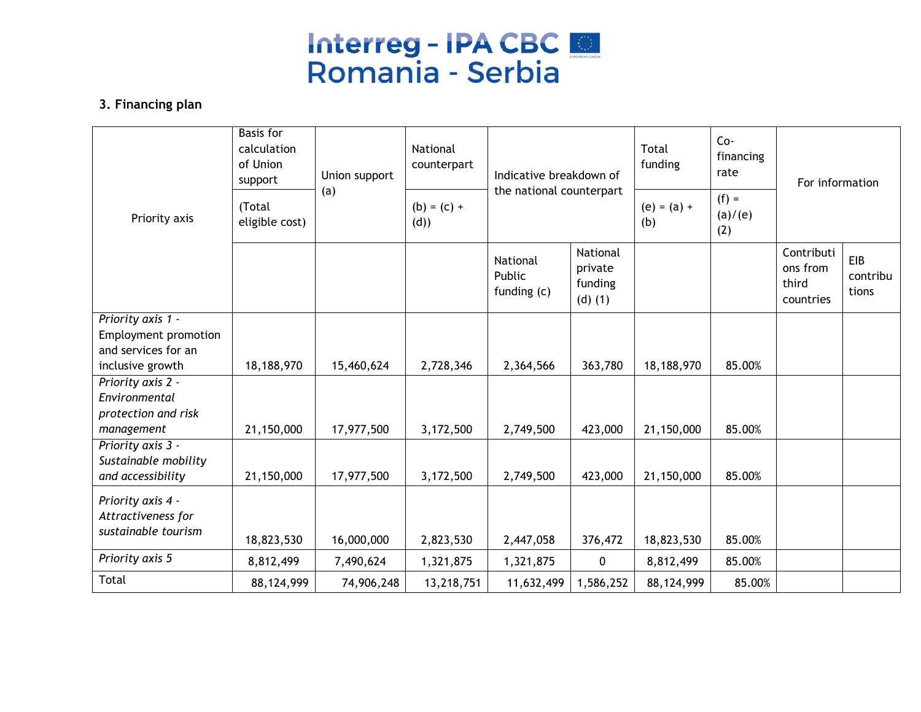### 3. Financing plan

| Priority axis | Basis for calculation of Union support (Total eligible cost) | Union support (a) | National counterpart (b) = (c) + (d)) | Indicative breakdown of the national counterpart | | Total funding (e) = (a) + (b) | Co-financing rate (f) = (a)/(e) (2) | For information | |
|---|---|---|---|---|---|---|---|---|---|
| | | | | National Public funding (c) | National private funding (d) (1) | | | Contributions from third countries | EIB contributions |
| *Priority axis 1 -* Employment promotion and services for an inclusive growth | 18,188,970 | 15,460,624 | 2,728,346 | 2,364,566 | 363,780 | 18,188,970 | 85.00% | | |
| *Priority axis 2 - Environmental protection and risk management* | 21,150,000 | 17,977,500 | 3,172,500 | 2,749,500 | 423,000 | 21,150,000 | 85.00% | | |
| *Priority axis 3 - Sustainable mobility and accessibility* | 21,150,000 | 17,977,500 | 3,172,500 | 2,749,500 | 423,000 | 21,150,000 | 85.00% | | |
| *Priority axis 4 - Attractiveness for sustainable tourism* | 18,823,530 | 16,000,000 | 2,823,530 | 2,447,058 | 376,472 | 18,823,530 | 85.00% | | |
| *Priority axis 5* | 8,812,499 | 7,490,624 | 1,321,875 | 1,321,875 | 0 | 8,812,499 | 85.00% | | |
| Total | 88,124,999 | 74,906,248 | 13,218,751 | 11,632,499 | 1,586,252 | 88,124,999 | 85.00% | | |